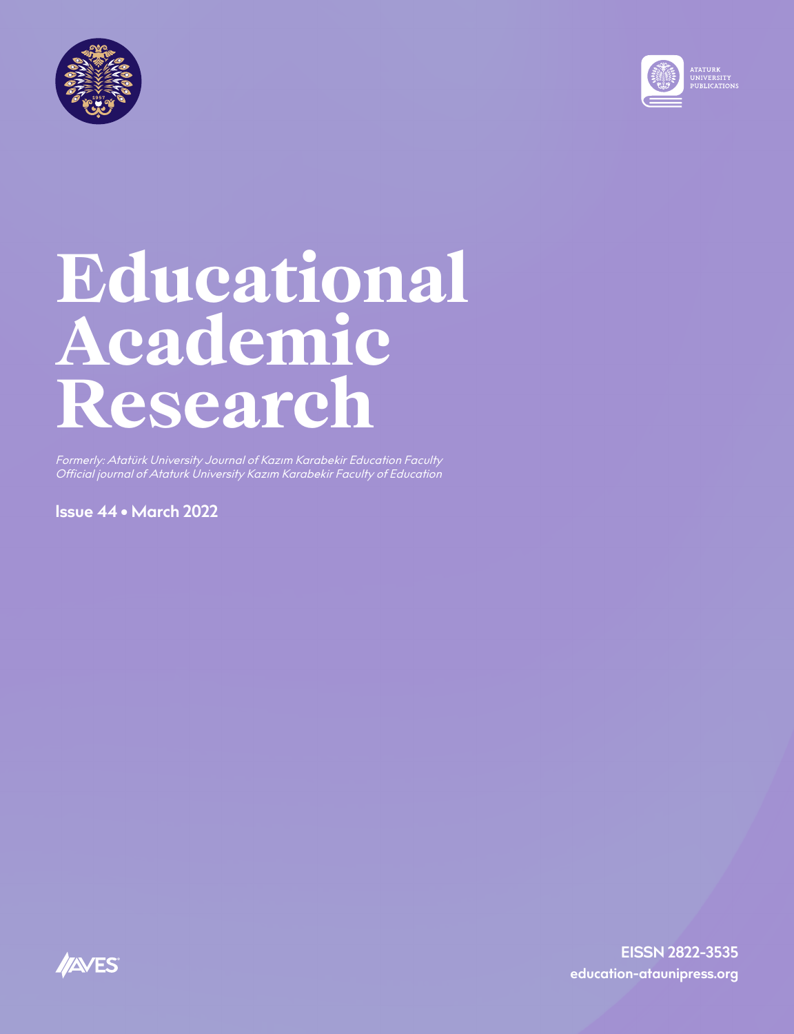ATATURK UNIVERSITY PUBLICATIONS

# Educational Academic Research

*Formerly: Atatürk University Journal of Kazım Karabekir Education Faculty*
*Official journal of Ataturk University Kazım Karabekir Faculty of Education*

**Issue 44 • March 2022**

AVES

**EISSN 2822-3535**
**education-atauniPress.org**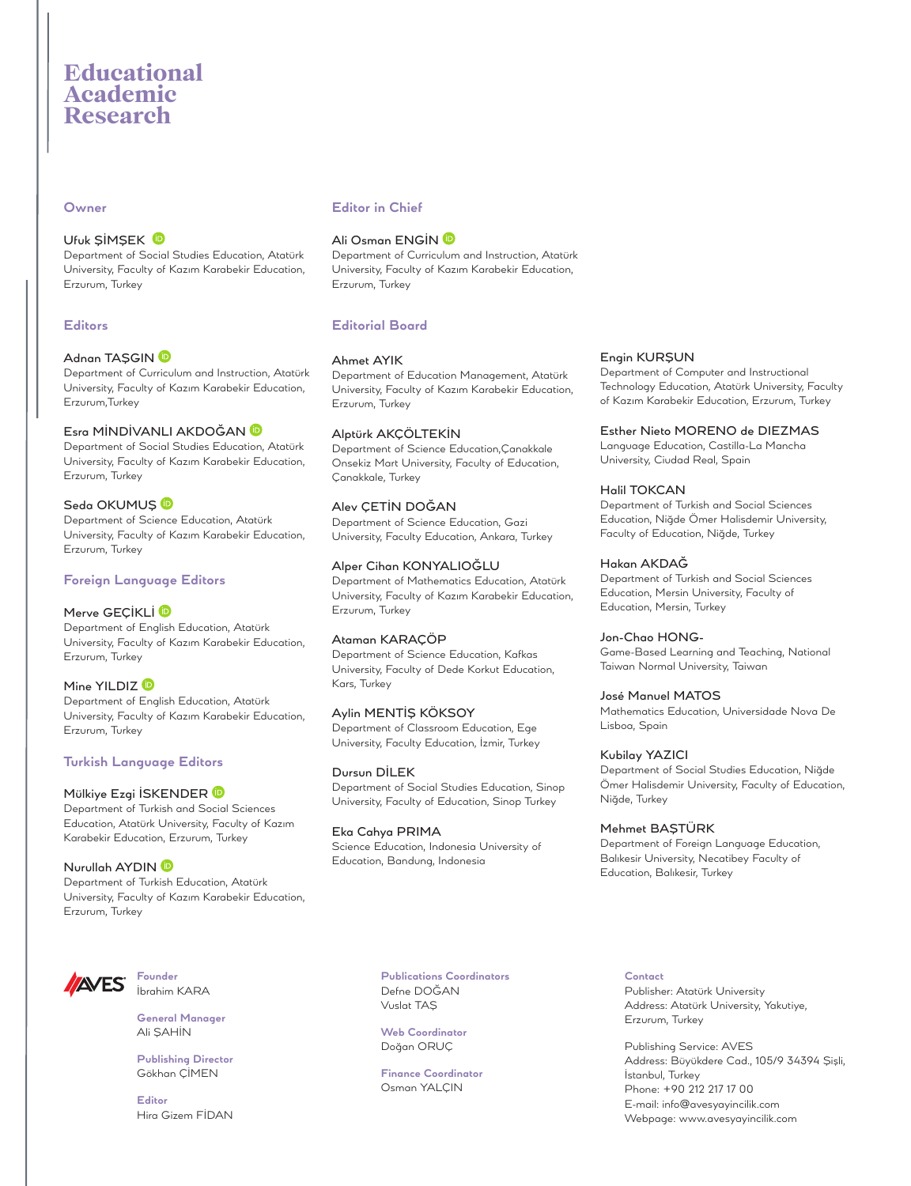# Educational Academic Research

## Owner

**Ufuk ŞİMŞEK**
Department of Social Studies Education, Atatürk University, Faculty of Kazım Karabekir Education, Erzurum, Turkey

## Editor in Chief

**Ali Osman ENGİN**
Department of Curriculum and Instruction, Atatürk University, Faculty of Kazım Karabekir Education, Erzurum, Turkey

## Editors

**Adnan TAŞGIN**
Department of Curriculum and Instruction, Atatürk University, Faculty of Kazım Karabekir Education, Erzurum,Turkey

**Esra MİNDİVANLI AKDOĞAN**
Department of Social Studies Education, Atatürk University, Faculty of Kazım Karabekir Education, Erzurum, Turkey

**Seda OKUMUŞ**
Department of Science Education, Atatürk University, Faculty of Kazım Karabekir Education, Erzurum, Turkey

## Foreign Language Editors

**Merve GEÇİKLİ**
Department of English Education, Atatürk University, Faculty of Kazım Karabekir Education, Erzurum, Turkey

**Mine YILDIZ**
Department of English Education, Atatürk University, Faculty of Kazım Karabekir Education, Erzurum, Turkey

## Turkish Language Editors

**Mülkiye Ezgi İSKENDER**
Department of Turkish and Social Sciences Education, Atatürk University, Faculty of Kazım Karabekir Education, Erzurum, Turkey

**Nurullah AYDIN**
Department of Turkish Education, Atatürk University, Faculty of Kazım Karabekir Education, Erzurum, Turkey

## Editorial Board

**Ahmet AYIK**
Department of Education Management, Atatürk University, Faculty of Kazım Karabekir Education, Erzurum, Turkey

**Alptürk AKÇÖLTEKİN**
Department of Science Education,Çanakkale Onsekiz Mart University, Faculty of Education, Çanakkale, Turkey

**Alev ÇETİN DOĞAN**
Department of Science Education, Gazi University, Faculty Education, Ankara, Turkey

**Alper Cihan KONYALIOĞLU**
Department of Mathematics Education, Atatürk University, Faculty of Kazım Karabekir Education, Erzurum, Turkey

**Ataman KARAÇÖP**
Department of Science Education, Kafkas University, Faculty of Dede Korkut Education, Kars, Turkey

**Aylin MENTİŞ KÖKSOY**
Department of Classroom Education, Ege University, Faculty Education, İzmir, Turkey

**Dursun DİLEK**
Department of Social Studies Education, Sinop University, Faculty of Education, Sinop Turkey

**Eka Cahya PRIMA**
Science Education, Indonesia University of Education, Bandung, Indonesia

**Engin KURŞUN**
Department of Computer and Instructional Technology Education, Atatürk University, Faculty of Kazım Karabekir Education, Erzurum, Turkey

**Esther Nieto MORENO de DIEZMAS**
Language Education, Castilla-La Mancha University, Ciudad Real, Spain

**Halil TOKCAN**
Department of Turkish and Social Sciences Education, Niğde Ömer Halisdemir University, Faculty of Education, Niğde, Turkey

**Hakan AKDAĞ**
Department of Turkish and Social Sciences Education, Mersin University, Faculty of Education, Mersin, Turkey

**Jon-Chao HONG-**
Game-Based Learning and Teaching, National Taiwan Normal University, Taiwan

**José Manuel MATOS**
Mathematics Education, Universidade Nova De Lisboa, Spain

**Kubilay YAZICI**
Department of Social Studies Education, Niğde Ömer Halisdemir University, Faculty of Education, Niğde, Turkey

**Mehmet BAŞTÜRK**
Department of Foreign Language Education, Balıkesir University, Necatibey Faculty of Education, Balıkesir, Turkey

---

**Founder**
İbrahim KARA

**General Manager**
Ali ŞAHİN

**Publishing Director**
Gökhan ÇİMEN

**Editor**
Hira Gizem FİDAN

**Publications Coordinators**
Defne DOĞAN
Vuslat TAŞ

**Web Coordinator**
Doğan ORUÇ

**Finance Coordinator**
Osman YALÇIN

**Contact**
Publisher: Atatürk University
Address: Atatürk University, Yakutiye, Erzurum, Turkey

Publishing Service: AVES
Address: Büyükdere Cad., 105/9 34394 Şişli, İstanbul, Turkey
Phone: +90 212 217 17 00
E-mail: info@avesyayincilik.com
Webpage: www.avesyayincilik.com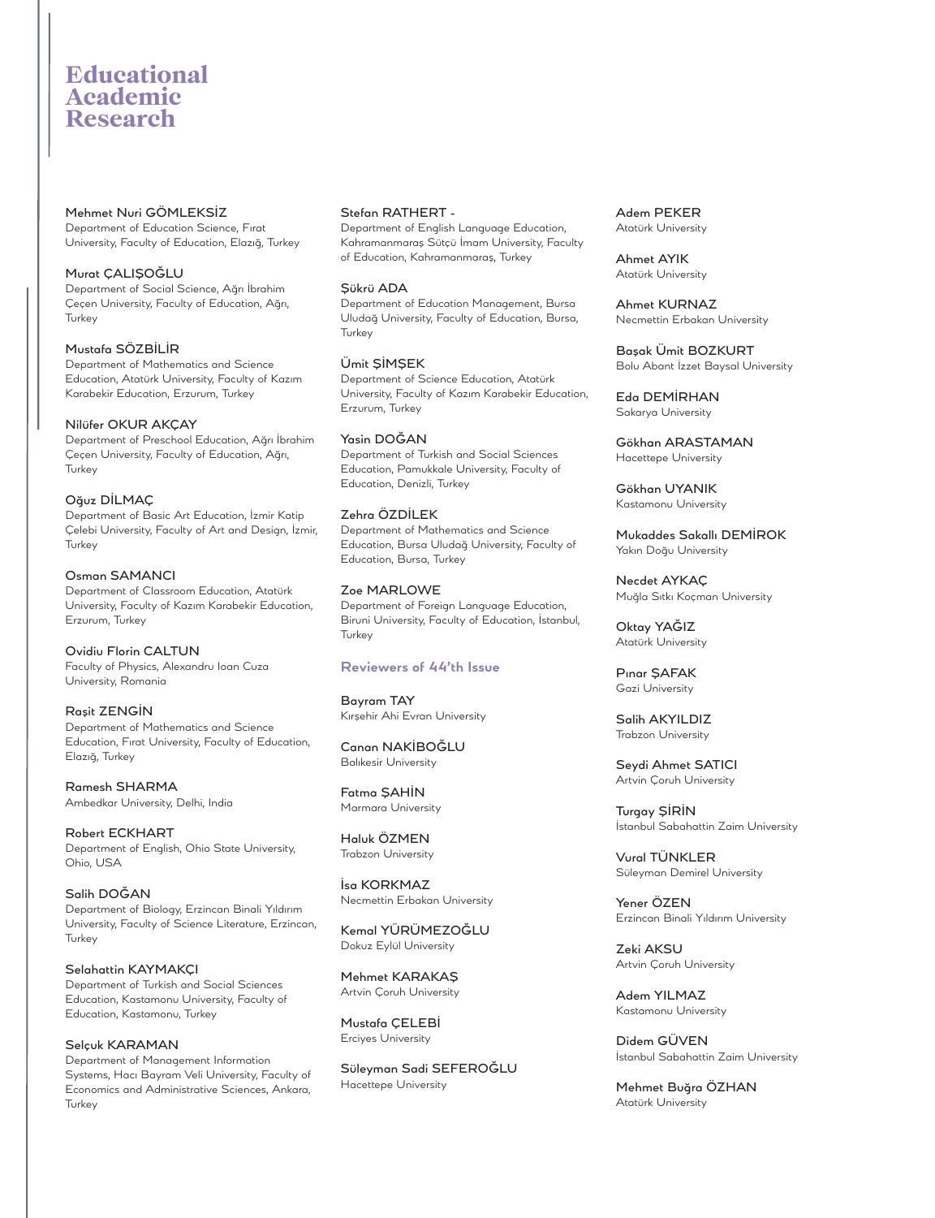# Educational Academic Research

**Mehmet Nuri GÖMLEKSİZ**
Department of Education Science, Fırat University, Faculty of Education, Elazığ, Turkey

**Murat ÇALIŞOĞLU**
Department of Social Science, Ağrı İbrahim Çeçen University, Faculty of Education, Ağrı, Turkey

**Mustafa SÖZBİLİR**
Department of Mathematics and Science Education, Atatürk University, Faculty of Kazım Karabekir Education, Erzurum, Turkey

**Nilüfer OKUR AKÇAY**
Department of Preschool Education, Ağrı İbrahim Çeçen University, Faculty of Education, Ağrı, Turkey

**Oğuz DİLMAÇ**
Department of Basic Art Education, İzmir Katip Çelebi University, Faculty of Art and Design, İzmir, Turkey

**Osman SAMANCI**
Department of Classroom Education, Atatürk University, Faculty of Kazım Karabekir Education, Erzurum, Turkey

**Ovidiu Florin CALTUN**
Faculty of Physics, Alexandru Ioan Cuza University, Romania

**Raşit ZENGİN**
Department of Mathematics and Science Education, Fırat University, Faculty of Education, Elazığ, Turkey

**Ramesh SHARMA**
Ambedkar University, Delhi, India

**Robert ECKHART**
Department of English, Ohio State University, Ohio, USA

**Salih DOĞAN**
Department of Biology, Erzincan Binali Yıldırım University, Faculty of Science Literature, Erzincan, Turkey

**Selahattin KAYMAKÇI**
Department of Turkish and Social Sciences Education, Kastamonu University, Faculty of Education, Kastamonu, Turkey

**Selçuk KARAMAN**
Department of Management Information Systems, Hacı Bayram Veli University, Faculty of Economics and Administrative Sciences, Ankara, Turkey

**Stefan RATHERT -**
Department of English Language Education, Kahramanmaraş Sütçü İmam University, Faculty of Education, Kahramanmaraş, Turkey

**Şükrü ADA**
Department of Education Management, Bursa Uludağ University, Faculty of Education, Bursa, Turkey

**Ümit ŞİMŞEK**
Department of Science Education, Atatürk University, Faculty of Kazım Karabekir Education, Erzurum, Turkey

**Yasin DOĞAN**
Department of Turkish and Social Sciences Education, Pamukkale University, Faculty of Education, Denizli, Turkey

**Zehra ÖZDİLEK**
Department of Mathematics and Science Education, Bursa Uludağ University, Faculty of Education, Bursa, Turkey

**Zoe MARLOWE**
Department of Foreign Language Education, Biruni University, Faculty of Education, İstanbul, Turkey

## Reviewers of 44'th Issue

**Bayram TAY**
Kırşehir Ahi Evran University

**Canan NAKİBOĞLU**
Balıkesir University

**Fatma ŞAHİN**
Marmara University

**Haluk ÖZMEN**
Trabzon University

**İsa KORKMAZ**
Necmettin Erbakan University

**Kemal YÜRÜMEZOĞLU**
Dokuz Eylül University

**Mehmet KARAKAŞ**
Artvin Çoruh University

**Mustafa ÇELEBİ**
Erciyes University

**Süleyman Sadi SEFEROĞLU**
Hacettepe University

**Adem PEKER**
Atatürk University

**Ahmet AYIK**
Atatürk University

**Ahmet KURNAZ**
Necmettin Erbakan University

**Başak Ümit BOZKURT**
Bolu Abant İzzet Baysal University

**Eda DEMİRHAN**
Sakarya University

**Gökhan ARASTAMAN**
Hacettepe University

**Gökhan UYANIK**
Kastamonu University

**Mukaddes Sakallı DEMİROK**
Yakın Doğu University

**Necdet AYKAÇ**
Muğla Sıtkı Koçman University

**Oktay YAĞIZ**
Atatürk University

**Pınar ŞAFAK**
Gazi University

**Salih AKYILDIZ**
Trabzon University

**Seydi Ahmet SATICI**
Artvin Çoruh University

**Turgay ŞİRİN**
İstanbul Sabahattin Zaim University

**Vural TÜNKLER**
Süleyman Demirel University

**Yener ÖZEN**
Erzincan Binali Yıldırım University

**Zeki AKSU**
Artvin Çoruh University

**Adem YILMAZ**
Kastamonu University

**Didem GÜVEN**
İstanbul Sabahattin Zaim University

**Mehmet Buğra ÖZHAN**
Atatürk University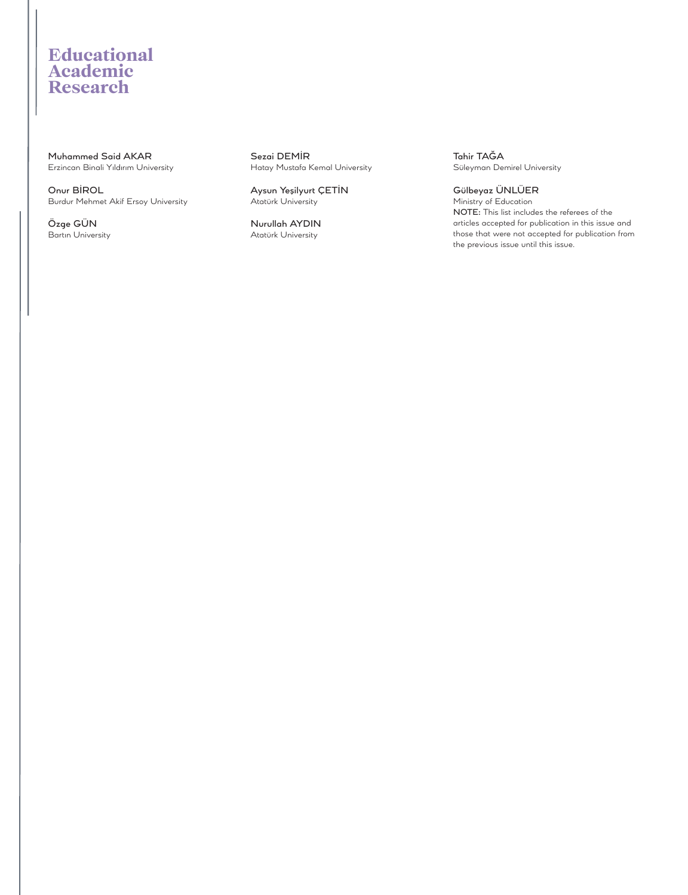# Educational Academic Research

**Muhammed Said AKAR**
Erzincan Binali Yıldırım University

**Onur BİROL**
Burdur Mehmet Akif Ersoy University

**Özge GÜN**
Bartın University

**Sezai DEMİR**
Hatay Mustafa Kemal University

**Aysun Yeşilyurt ÇETİN**
Atatürk University

**Nurullah AYDIN**
Atatürk University

**Tahir TAĞA**
Süleyman Demirel University

**Gülbeyaz ÜNLÜER**
Ministry of Education

**NOTE:** This list includes the referees of the articles accepted for publication in this issue and those that were not accepted for publication from the previous issue until this issue.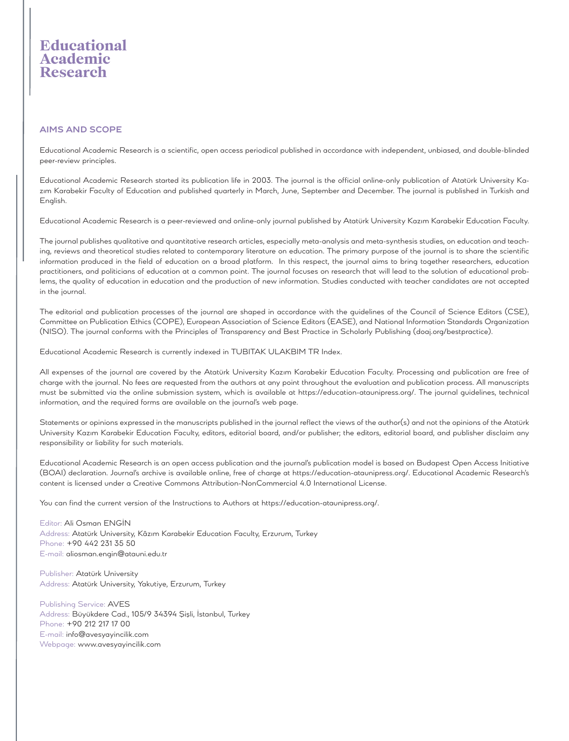# Educational Academic Research

## AIMS AND SCOPE

Educational Academic Research is a scientific, open access periodical published in accordance with independent, unbiased, and double-blinded peer-review principles.

Educational Academic Research started its publication life in 2003. The journal is the official online-only publication of Atatürk University Kazım Karabekir Faculty of Education and published quarterly in March, June, September and December. The journal is published in Turkish and English.

Educational Academic Research is a peer-reviewed and online-only journal published by Atatürk University Kazım Karabekir Education Faculty.

The journal publishes qualitative and quantitative research articles, especially meta-analysis and meta-synthesis studies, on education and teaching, reviews and theoretical studies related to contemporary literature on education. The primary purpose of the journal is to share the scientific information produced in the field of education on a broad platform. In this respect, the journal aims to bring together researchers, education practitioners, and politicians of education at a common point. The journal focuses on research that will lead to the solution of educational problems, the quality of education in education and the production of new information. Studies conducted with teacher candidates are not accepted in the journal.

The editorial and publication processes of the journal are shaped in accordance with the guidelines of the Council of Science Editors (CSE), Committee on Publication Ethics (COPE), European Association of Science Editors (EASE), and National Information Standards Organization (NISO). The journal conforms with the Principles of Transparency and Best Practice in Scholarly Publishing (doaj.org/bestpractice).

Educational Academic Research is currently indexed in TUBITAK ULAKBIM TR Index.

All expenses of the journal are covered by the Atatürk University Kazım Karabekir Education Faculty. Processing and publication are free of charge with the journal. No fees are requested from the authors at any point throughout the evaluation and publication process. All manuscripts must be submitted via the online submission system, which is available at https://education-ataunipress.org/. The journal guidelines, technical information, and the required forms are available on the journal's web page.

Statements or opinions expressed in the manuscripts published in the journal reflect the views of the author(s) and not the opinions of the Atatürk University Kazım Karabekir Education Faculty, editors, editorial board, and/or publisher; the editors, editorial board, and publisher disclaim any responsibility or liability for such materials.

Educational Academic Research is an open access publication and the journal's publication model is based on Budapest Open Access Initiative (BOAI) declaration. Journal's archive is available online, free of charge at https://education-ataunipress.org/. Educational Academic Research's content is licensed under a Creative Commons Attribution-NonCommercial 4.0 International License.

You can find the current version of the Instructions to Authors at https://education-ataunipress.org/.

Editor: Ali Osman ENGİN
Address: Atatürk University, Kâzım Karabekir Education Faculty, Erzurum, Turkey
Phone: +90 442 231 35 50
E-mail: aliosman.engin@atauni.edu.tr

Publisher: Atatürk University
Address: Atatürk University, Yakutiye, Erzurum, Turkey

Publishing Service: AVES
Address: Büyükdere Cad., 105/9 34394 Şişli, İstanbul, Turkey
Phone: +90 212 217 17 00
E-mail: info@avesyayincilik.com
Webpage: www.avesyayincilik.com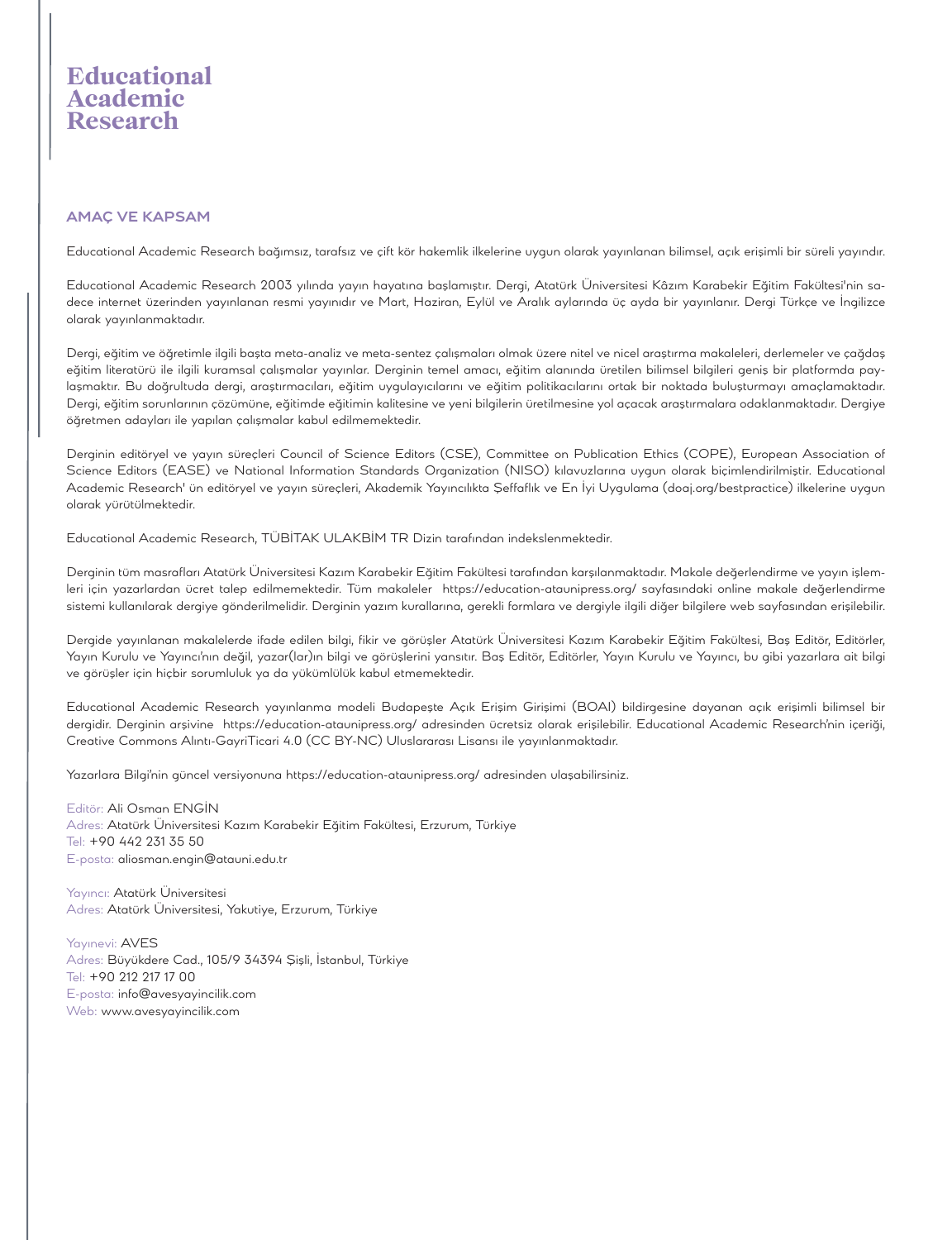# Educational Academic Research

## AMAÇ VE KAPSAM

Educational Academic Research bağımsız, tarafsız ve çift kör hakemlik ilkelerine uygun olarak yayınlanan bilimsel, açık erişimli bir süreli yayındır.

Educational Academic Research 2003 yılında yayın hayatına başlamıştır. Dergi, Atatürk Üniversitesi Kâzım Karabekir Eğitim Fakültesi'nin sadece internet üzerinden yayınlanan resmi yayınıdır ve Mart, Haziran, Eylül ve Aralık aylarında üç ayda bir yayınlanır. Dergi Türkçe ve İngilizce olarak yayınlanmaktadır.

Dergi, eğitim ve öğretimle ilgili başta meta-analiz ve meta-sentez çalışmaları olmak üzere nitel ve nicel araştırma makaleleri, derlemeler ve çağdaş eğitim literatürü ile ilgili kuramsal çalışmalar yayınlar. Derginin temel amacı, eğitim alanında üretilen bilimsel bilgileri geniş bir platformda paylaşmaktır. Bu doğrultuda dergi, araştırmacıları, eğitim uygulayıcılarını ve eğitim politikacılarını ortak bir noktada buluşturmayı amaçlamaktadır. Dergi, eğitim sorunlarının çözümüne, eğitimde eğitimin kalitesine ve yeni bilgilerin üretilmesine yol açacak araştırmalara odaklanmaktadır. Dergiye öğretmen adayları ile yapılan çalışmalar kabul edilmemektedir.

Derginin editöryel ve yayın süreçleri Council of Science Editors (CSE), Committee on Publication Ethics (COPE), European Association of Science Editors (EASE) ve National Information Standards Organization (NISO) kılavuzlarına uygun olarak biçimlendirilmiştir. Educational Academic Research' ün editöryel ve yayın süreçleri, Akademik Yayıncılıkta Şeffaflık ve En İyi Uygulama (doaj.org/bestpractice) ilkelerine uygun olarak yürütülmektedir.

Educational Academic Research, TÜBİTAK ULAKBİM TR Dizin tarafından indekslenmektedir.

Derginin tüm masrafları Atatürk Üniversitesi Kazım Karabekir Eğitim Fakültesi tarafından karşılanmaktadır. Makale değerlendirme ve yayın işlemleri için yazarlardan ücret talep edilmemektedir. Tüm makaleler https://education-ataunipress.org/ sayfasındaki online makale değerlendirme sistemi kullanılarak dergiye gönderilmelidir. Derginin yazım kurallarına, gerekli formlara ve dergiyle ilgili diğer bilgilere web sayfasından erişilebilir.

Dergide yayınlanan makalelerde ifade edilen bilgi, fikir ve görüşler Atatürk Üniversitesi Kazım Karabekir Eğitim Fakültesi, Baş Editör, Editörler, Yayın Kurulu ve Yayıncı'nın değil, yazar(lar)ın bilgi ve görüşlerini yansıtır. Baş Editör, Editörler, Yayın Kurulu ve Yayıncı, bu gibi yazarlara ait bilgi ve görüşler için hiçbir sorumluluk ya da yükümlülük kabul etmemektedir.

Educational Academic Research yayınlanma modeli Budapeşte Açık Erişim Girişimi (BOAI) bildirgesine dayanan açık erişimli bilimsel bir dergidir. Derginin arşivine https://education-ataunipress.org/ adresinden ücretsiz olarak erişilebilir. Educational Academic Research'nin içeriği, Creative Commons Alıntı-GayriTicari 4.0 (CC BY-NC) Uluslararası Lisansı ile yayınlanmaktadır.

Yazarlara Bilgi'nin güncel versiyonuna https://education-ataunipress.org/ adresinden ulaşabilirsiniz.

Editör: Ali Osman ENGİN
Adres: Atatürk Üniversitesi Kazım Karabekir Eğitim Fakültesi, Erzurum, Türkiye
Tel: +90 442 231 35 50
E-posta: aliosman.engin@atauni.edu.tr

Yayıncı: Atatürk Üniversitesi
Adres: Atatürk Üniversitesi, Yakutiye, Erzurum, Türkiye

Yayınevi: AVES
Adres: Büyükdere Cad., 105/9 34394 Şişli, İstanbul, Türkiye
Tel: +90 212 217 17 00
E-posta: info@avesyayincilik.com
Web: www.avesyayincilik.com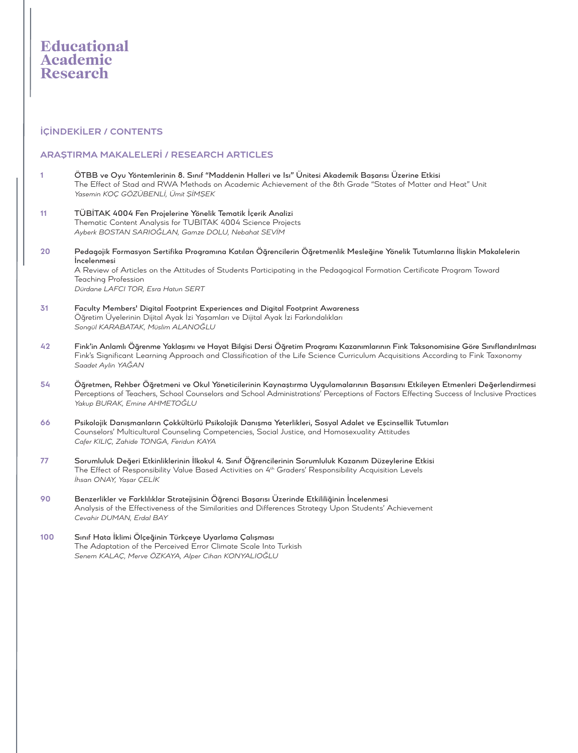# Educational Academic Research

## İÇİNDEKİLER / CONTENTS

### ARAŞTIRMA MAKALELERİ / RESEARCH ARTICLES

**1** **ÖTBB ve Oyu Yöntemlerinin 8. Sınıf "Maddenin Halleri ve Isı" Ünitesi Akademik Başarısı Üzerine Etkisi**
The Effect of Stad and RWA Methods on Academic Achievement of the 8th Grade "States of Matter and Heat" Unit
*Yasemin KOÇ GÖZÜBENLİ, Ümit ŞİMŞEK*

**11** **TÜBİTAK 4004 Fen Projelerine Yönelik Tematik İçerik Analizi**
Thematic Content Analysis for TUBITAK 4004 Science Projects
*Ayberk BOSTAN SARIOĞLAN, Gamze DOLU, Nebahat SEVİM*

**20** **Pedagojik Formasyon Sertifika Programına Katılan Öğrencilerin Öğretmenlik Mesleğine Yönelik Tutumlarına İlişkin Makalelerin İncelenmesi**
A Review of Articles on the Attitudes of Students Participating in the Pedagogical Formation Certificate Program Toward Teaching Profession
*Dürdane LAFCI TOR, Esra Hatun SERT*

**31** **Faculty Members' Digital Footprint Experiences and Digital Footprint Awareness**
Öğretim Üyelerinin Dijital Ayak İzi Yaşamları ve Dijital Ayak İzi Farkındalıkları
*Songül KARABATAK, Müslim ALANOĞLU*

**42** **Fink'in Anlamlı Öğrenme Yaklaşımı ve Hayat Bilgisi Dersi Öğretim Programı Kazanımlarının Fink Taksonomisine Göre Sınıflandırılması**
Fink's Significant Learning Approach and Classification of the Life Science Curriculum Acquisitions According to Fink Taxonomy
*Saadet Aylin YAĞAN*

**54** **Öğretmen, Rehber Öğretmeni ve Okul Yöneticilerinin Kaynaştırma Uygulamalarının Başarısını Etkileyen Etmenleri Değerlendirmesi**
Perceptions of Teachers, School Counselors and School Administrations' Perceptions of Factors Effecting Success of Inclusive Practices
*Yakup BURAK, Emine AHMETOĞLU*

**66** **Psikolojik Danışmanların Çokkültürlü Psikolojik Danışma Yeterlikleri, Sosyal Adalet ve Eşcinsellik Tutumları**
Counselors' Multicultural Counseling Competencies, Social Justice, and Homosexuality Attitudes
*Cafer KILIÇ, Zahide TONGA, Feridun KAYA*

**77** **Sorumluluk Değeri Etkinliklerinin İlkokul 4. Sınıf Öğrencilerinin Sorumluluk Kazanım Düzeylerine Etkisi**
The Effect of Responsibility Value Based Activities on 4th Graders' Responsibility Acquisition Levels
*İhsan ONAY, Yaşar ÇELİK*

**90** **Benzerlikler ve Farklılıklar Stratejisinin Öğrenci Başarısı Üzerinde Etkililiğinin İncelenmesi**
Analysis of the Effectiveness of the Similarities and Differences Strategy Upon Students' Achievement
*Cevahir DUMAN, Erdal BAY*

**100** **Sınıf Hata İklimi Ölçeğinin Türkçeye Uyarlama Çalışması**
The Adaptation of the Perceived Error Climate Scale Into Turkish
*Senem KALAÇ, Merve ÖZKAYA, Alper Cihan KONYALIOĞLU*